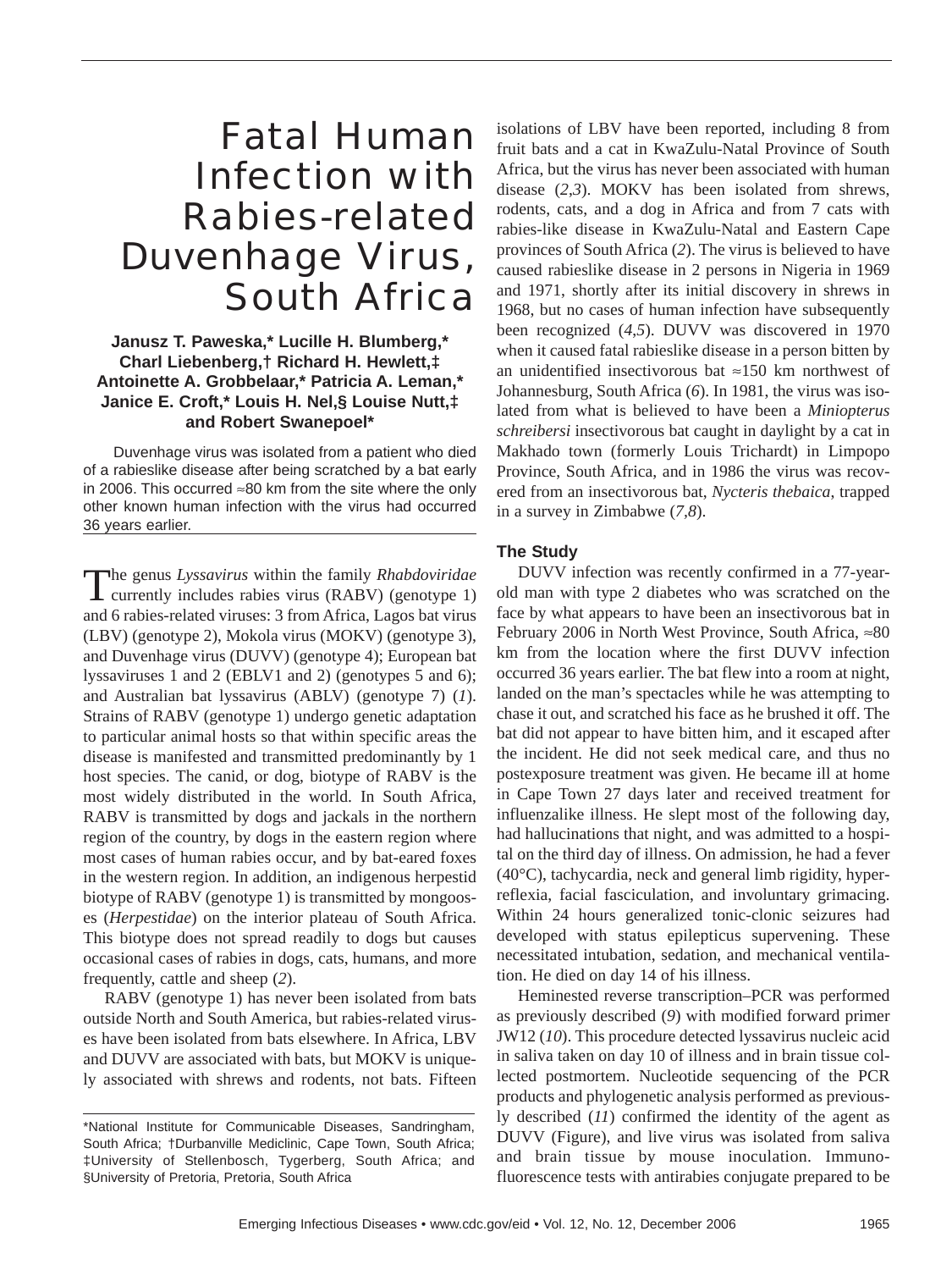# Fatal Human Infection with Rabies-related Duvenhage Virus, South Africa

**Janusz T. Paweska,* Lucille H. Blumberg,* Charl Liebenberg,† Richard H. Hewlett,‡ Antoinette A. Grobbelaar,* Patricia A. Leman,* Janice E. Croft,* Louis H. Nel,§ Louise Nutt,‡ and Robert Swanepoel***

Duvenhage virus was isolated from a patient who died of a rabieslike disease after being scratched by a bat early in 2006. This occurred ≈80 km from the site where the only other known human infection with the virus had occurred 36 years earlier.

The genus *Lyssavirus* within the family *Rhabdoviridae* currently includes rabies virus (RABV) (genotype 1) and 6 rabies-related viruses: 3 from Africa, Lagos bat virus (LBV) (genotype 2), Mokola virus (MOKV) (genotype 3), and Duvenhage virus (DUVV) (genotype 4); European bat lyssaviruses 1 and 2 (EBLV1 and 2) (genotypes 5 and 6); and Australian bat lyssavirus (ABLV) (genotype 7) (*1*). Strains of RABV (genotype 1) undergo genetic adaptation to particular animal hosts so that within specific areas the disease is manifested and transmitted predominantly by 1 host species. The canid, or dog, biotype of RABV is the most widely distributed in the world. In South Africa, RABV is transmitted by dogs and jackals in the northern region of the country, by dogs in the eastern region where most cases of human rabies occur, and by bat-eared foxes in the western region. In addition, an indigenous herpestid biotype of RABV (genotype 1) is transmitted by mongooses (*Herpestidae*) on the interior plateau of South Africa. This biotype does not spread readily to dogs but causes occasional cases of rabies in dogs, cats, humans, and more frequently, cattle and sheep (*2*).

RABV (genotype 1) has never been isolated from bats outside North and South America, but rabies-related viruses have been isolated from bats elsewhere. In Africa, LBV and DUVV are associated with bats, but MOKV is uniquely associated with shrews and rodents, not bats. Fifteen isolations of LBV have been reported, including 8 from fruit bats and a cat in KwaZulu-Natal Province of South Africa, but the virus has never been associated with human disease (*2,3*). MOKV has been isolated from shrews, rodents, cats, and a dog in Africa and from 7 cats with rabies-like disease in KwaZulu-Natal and Eastern Cape provinces of South Africa (*2*). The virus is believed to have caused rabieslike disease in 2 persons in Nigeria in 1969 and 1971, shortly after its initial discovery in shrews in 1968, but no cases of human infection have subsequently been recognized (*4,5*). DUVV was discovered in 1970 when it caused fatal rabieslike disease in a person bitten by an unidentified insectivorous bat ≈150 km northwest of Johannesburg, South Africa (*6*). In 1981, the virus was isolated from what is believed to have been a *Miniopterus schreibersi* insectivorous bat caught in daylight by a cat in Makhado town (formerly Louis Trichardt) in Limpopo Province, South Africa, and in 1986 the virus was recovered from an insectivorous bat, *Nycteris thebaica*, trapped in a survey in Zimbabwe (*7,8*).

*National Institute for Communicable Diseases, Sandringham, South Africa; †Durbanville Mediclinic, Cape Town, South Africa; ‡University of Stellenbosch, Tygerberg, South Africa; and §University of Pretoria, Pretoria, South Africa

## The Study

DUVV infection was recently confirmed in a 77-year-old man with type 2 diabetes who was scratched on the face by what appears to have been an insectivorous bat in February 2006 in North West Province, South Africa, ≈80 km from the location where the first DUVV infection occurred 36 years earlier. The bat flew into a room at night, landed on the man's spectacles while he was attempting to chase it out, and scratched his face as he brushed it off. The bat did not appear to have bitten him, and it escaped after the incident. He did not seek medical care, and thus no postexposure treatment was given. He became ill at home in Cape Town 27 days later and received treatment for influenzalike illness. He slept most of the following day, had hallucinations that night, and was admitted to a hospital on the third day of illness. On admission, he had a fever (40°C), tachycardia, neck and general limb rigidity, hyperreflexia, facial fasciculation, and involuntary grimacing. Within 24 hours generalized tonic-clonic seizures had developed with status epilepticus supervening. These necessitated intubation, sedation, and mechanical ventilation. He died on day 14 of his illness.

Heminested reverse transcription–PCR was performed as previously described (*9*) with modified forward primer JW12 (*10*). This procedure detected lyssavirus nucleic acid in saliva taken on day 10 of illness and in brain tissue collected postmortem. Nucleotide sequencing of the PCR products and phylogenetic analysis performed as previously described (*11*) confirmed the identity of the agent as DUVV (Figure), and live virus was isolated from saliva and brain tissue by mouse inoculation. Immunofluorescence tests with antirabies conjugate prepared to be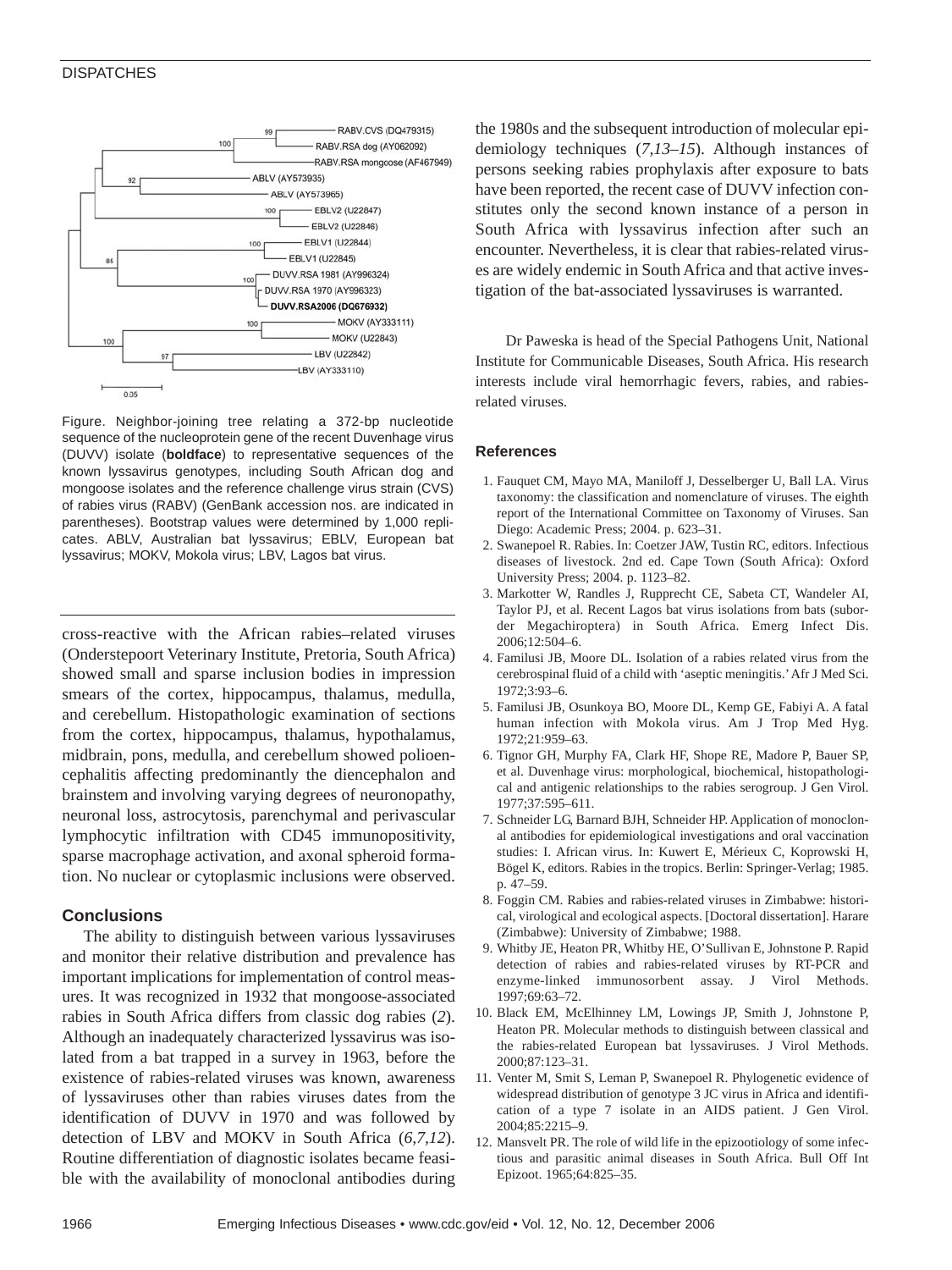Figure. Neighbor-joining tree relating a 372-bp nucleotide sequence of the nucleoprotein gene of the recent Duvenhage virus (DUVV) isolate (**boldface**) to representative sequences of the known lyssavirus genotypes, including South African dog and mongoose isolates and the reference challenge virus strain (CVS) of rabies virus (RABV) (GenBank accession nos. are indicated in parentheses). Bootstrap values were determined by 1,000 replicates. ABLV, Australian bat lyssavirus; EBLV, European bat lyssavirus; MOKV, Mokola virus; LBV, Lagos bat virus.

cross-reactive with the African rabies–related viruses (Onderstepoort Veterinary Institute, Pretoria, South Africa) showed small and sparse inclusion bodies in impression smears of the cortex, hippocampus, thalamus, medulla, and cerebellum. Histopathologic examination of sections from the cortex, hippocampus, thalamus, hypothalamus, midbrain, pons, medulla, and cerebellum showed polioencephalitis affecting predominantly the diencephalon and brainstem and involving varying degrees of neuronopathy, neuronal loss, astrocytosis, parenchymal and perivascular lymphocytic infiltration with CD45 immunopositivity, sparse macrophage activation, and axonal spheroid formation. No nuclear or cytoplasmic inclusions were observed.

## Conclusions

The ability to distinguish between various lyssaviruses and monitor their relative distribution and prevalence has important implications for implementation of control measures. It was recognized in 1932 that mongoose-associated rabies in South Africa differs from classic dog rabies (*2*). Although an inadequately characterized lyssavirus was isolated from a bat trapped in a survey in 1963, before the existence of rabies-related viruses was known, awareness of lyssaviruses other than rabies viruses dates from the identification of DUVV in 1970 and was followed by detection of LBV and MOKV in South Africa (*6,7,12*). Routine differentiation of diagnostic isolates became feasible with the availability of monoclonal antibodies during the 1980s and the subsequent introduction of molecular epidemiology techniques (*7,13–15*). Although instances of persons seeking rabies prophylaxis after exposure to bats have been reported, the recent case of DUVV infection constitutes only the second known instance of a person in South Africa with lyssavirus infection after such an encounter. Nevertheless, it is clear that rabies-related viruses are widely endemic in South Africa and that active investigation of the bat-associated lyssaviruses is warranted.

Dr Paweska is head of the Special Pathogens Unit, National Institute for Communicable Diseases, South Africa. His research interests include viral hemorrhagic fevers, rabies, and rabies-related viruses.

### References

1. Fauquet CM, Mayo MA, Maniloff J, Desselberger U, Ball LA. Virus taxonomy: the classification and nomenclature of viruses. The eighth report of the International Committee on Taxonomy of Viruses. San Diego: Academic Press; 2004. p. 623–31.
2. Swanepoel R. Rabies. In: Coetzer JAW, Tustin RC, editors. Infectious diseases of livestock. 2nd ed. Cape Town (South Africa): Oxford University Press; 2004. p. 1123–82.
3. Markotter W, Randles J, Rupprecht CE, Sabeta CT, Wandeler AI, Taylor PJ, et al. Recent Lagos bat virus isolations from bats (suborder Megachiroptera) in South Africa. Emerg Infect Dis. 2006;12:504–6.
4. Familusi JB, Moore DL. Isolation of a rabies related virus from the cerebrospinal fluid of a child with 'aseptic meningitis.' Afr J Med Sci. 1972;3:93–6.
5. Familusi JB, Osunkoya BO, Moore DL, Kemp GE, Fabiyi A. A fatal human infection with Mokola virus. Am J Trop Med Hyg. 1972;21:959–63.
6. Tignor GH, Murphy FA, Clark HF, Shope RE, Madore P, Bauer SP, et al. Duvenhage virus: morphological, biochemical, histopathological and antigenic relationships to the rabies serogroup. J Gen Virol. 1977;37:595–611.
7. Schneider LG, Barnard BJH, Schneider HP. Application of monoclonal antibodies for epidemiological investigations and oral vaccination studies: I. African virus. In: Kuwert E, Mérieux C, Koprowski H, Bögel K, editors. Rabies in the tropics. Berlin: Springer-Verlag; 1985. p. 47–59.
8. Foggin CM. Rabies and rabies-related viruses in Zimbabwe: historical, virological and ecological aspects. [Doctoral dissertation]. Harare (Zimbabwe): University of Zimbabwe; 1988.
9. Whitby JE, Heaton PR, Whitby HE, O'Sullivan E, Johnstone P. Rapid detection of rabies and rabies-related viruses by RT-PCR and enzyme-linked immunosorbent assay. J Virol Methods. 1997;69:63–72.
10. Black EM, McElhinney LM, Lowings JP, Smith J, Johnstone P, Heaton PR. Molecular methods to distinguish between classical and the rabies-related European bat lyssaviruses. J Virol Methods. 2000;87:123–31.
11. Venter M, Smit S, Leman P, Swanepoel R. Phylogenetic evidence of widespread distribution of genotype 3 JC virus in Africa and identification of a type 7 isolate in an AIDS patient. J Gen Virol. 2004;85:2215–9.
12. Mansvelt PR. The role of wild life in the epizootiology of some infectious and parasitic animal diseases in South Africa. Bull Off Int Epizoot. 1965;64:825–35.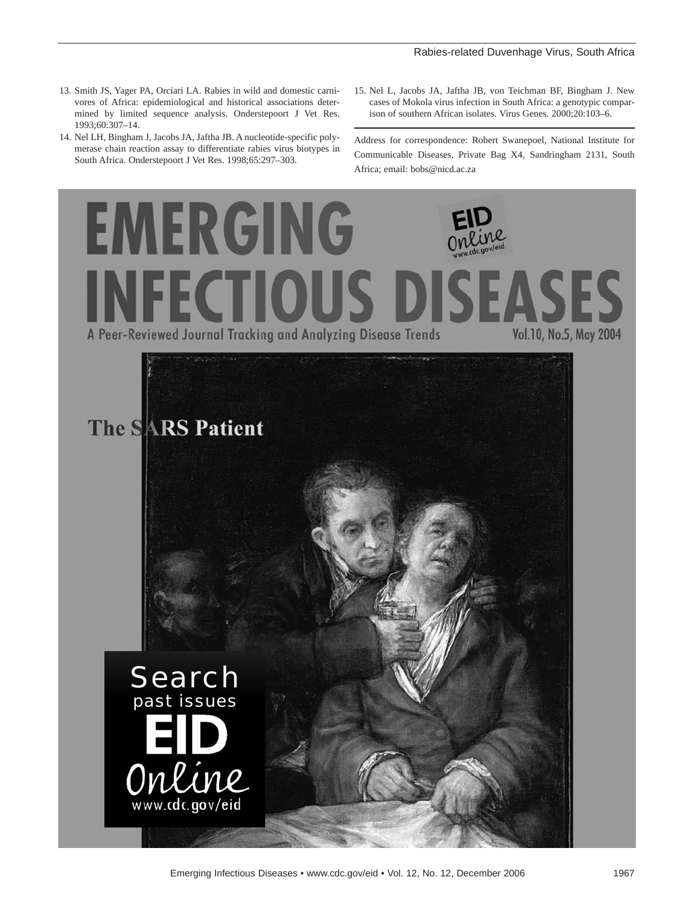13. Smith JS, Yager PA, Orciari LA. Rabies in wild and domestic carnivores of Africa: epidemiological and historical associations determined by limited sequence analysis. Onderstepoort J Vet Res. 1993;60:307–14.
14. Nel LH, Bingham J, Jacobs JA, Jaftha JB. A nucleotide-specific polymerase chain reaction assay to differentiate rabies virus biotypes in South Africa. Onderstepoort J Vet Res. 1998;65:297–303.
15. Nel L, Jacobs JA, Jaftha JB, von Teichman BF, Bingham J. New cases of Mokola virus infection in South Africa: a genotypic comparison of southern African isolates. Virus Genes. 2000;20:103–6.

Address for correspondence: Robert Swanepoel, National Institute for Communicable Diseases, Private Bag X4, Sandringham 2131, South Africa; email: bobs@nicd.ac.za

EMERGING INFECTIOUS DISEASES

EID Online www.cdc.gov/eid

A Peer-Reviewed Journal Tracking and Analyzing Disease Trends Vol.10, No.5, May 2004

The SARS Patient

Search past issues

EID Online

www.cdc.gov/eid